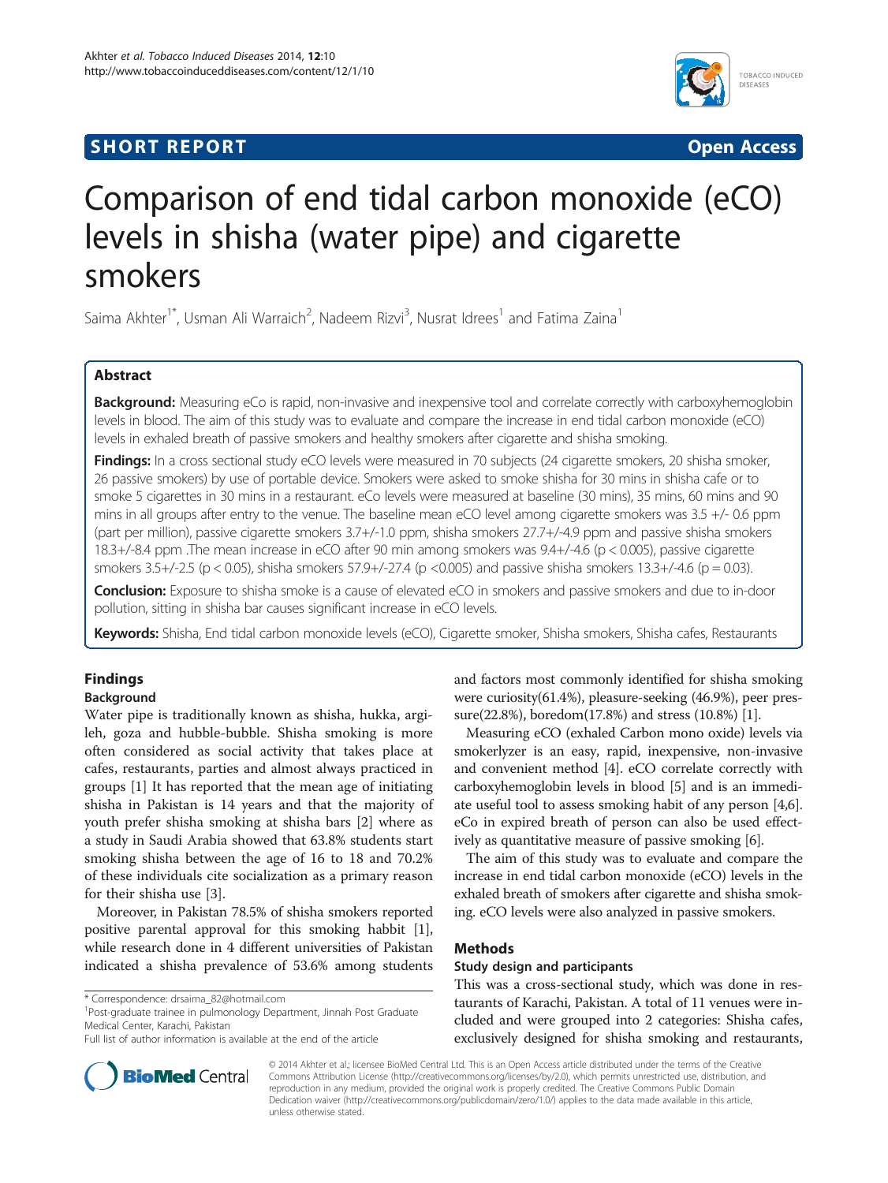## SHORT REPORT

# Comparison of end tidal carbon monoxide (eCO) levels in shisha (water pipe) and cigarette smokers

Saima Akhter[1*], Usman Ali Warraich[2], Nadeem Rizvi[3], Nusrat Idrees[1] and Fatima Zaina[1]

## Abstract

**Background:** Measuring eCo is rapid, non-invasive and inexpensive tool and correlate correctly with carboxyhemoglobin levels in blood. The aim of this study was to evaluate and compare the increase in end tidal carbon monoxide (eCO) levels in exhaled breath of passive smokers and healthy smokers after cigarette and shisha smoking.

**Findings:** In a cross sectional study eCO levels were measured in 70 subjects (24 cigarette smokers, 20 shisha smoker, 26 passive smokers) by use of portable device. Smokers were asked to smoke shisha for 30 mins in shisha cafe or to smoke 5 cigarettes in 30 mins in a restaurant. eCo levels were measured at baseline (30 mins), 35 mins, 60 mins and 90 mins in all groups after entry to the venue. The baseline mean eCO level among cigarette smokers was 3.5 +/- 0.6 ppm (part per million), passive cigarette smokers 3.7+/-1.0 ppm, shisha smokers 27.7+/-4.9 ppm and passive shisha smokers 18.3+/-8.4 ppm .The mean increase in eCO after 90 min among smokers was 9.4+/-4.6 ($p < 0.005$), passive cigarette smokers 3.5+/-2.5 ($p < 0.05$), shisha smokers 57.9+/-27.4 ($p < 0.005$) and passive shisha smokers 13.3+/-4.6 ($p = 0.03$).

**Conclusion:** Exposure to shisha smoke is a cause of elevated eCO in smokers and passive smokers and due to in-door pollution, sitting in shisha bar causes significant increase in eCO levels.

**Keywords:** Shisha, End tidal carbon monoxide levels (eCO), Cigarette smoker, Shisha smokers, Shisha cafes, Restaurants

## Findings

### Background

Water pipe is traditionally known as shisha, hukka, argileh, goza and hubble-bubble. Shisha smoking is more often considered as social activity that takes place at cafes, restaurants, parties and almost always practiced in groups [1] It has reported that the mean age of initiating shisha in Pakistan is 14 years and that the majority of youth prefer shisha smoking at shisha bars [2] where as a study in Saudi Arabia showed that 63.8% students start smoking shisha between the age of 16 to 18 and 70.2% of these individuals cite socialization as a primary reason for their shisha use [3].

Moreover, in Pakistan 78.5% of shisha smokers reported positive parental approval for this smoking habbit [1], while research done in 4 different universities of Pakistan indicated a shisha prevalence of 53.6% among students and factors most commonly identified for shisha smoking were curiosity(61.4%), pleasure-seeking (46.9%), peer pressure(22.8%), boredom(17.8%) and stress (10.8%) [1].

Measuring eCO (exhaled Carbon mono oxide) levels via smokerlyzer is an easy, rapid, inexpensive, non-invasive and convenient method [4]. eCO correlate correctly with carboxyhemoglobin levels in blood [5] and is an immediate useful tool to assess smoking habit of any person [4,6]. eCo in expired breath of person can also be used effectively as quantitative measure of passive smoking [6].

The aim of this study was to evaluate and compare the increase in end tidal carbon monoxide (eCO) levels in the exhaled breath of smokers after cigarette and shisha smoking. eCO levels were also analyzed in passive smokers.

## Methods

### Study design and participants

This was a cross-sectional study, which was done in restaurants of Karachi, Pakistan. A total of 11 venues were included and were grouped into 2 categories: Shisha cafes, exclusively designed for shisha smoking and restaurants,

\* Correspondence: drsaima_82@hotmail.com
[1]Post-graduate trainee in pulmonology Department, Jinnah Post Graduate Medical Center, Karachi, Pakistan
Full list of author information is available at the end of the article

© 2014 Akhter et al.; licensee BioMed Central Ltd. This is an Open Access article distributed under the terms of the Creative Commons Attribution License (http://creativecommons.org/licenses/by/2.0), which permits unrestricted use, distribution, and reproduction in any medium, provided the original work is properly credited. The Creative Commons Public Domain Dedication waiver (http://creativecommons.org/publicdomain/zero/1.0/) applies to the data made available in this article, unless otherwise stated.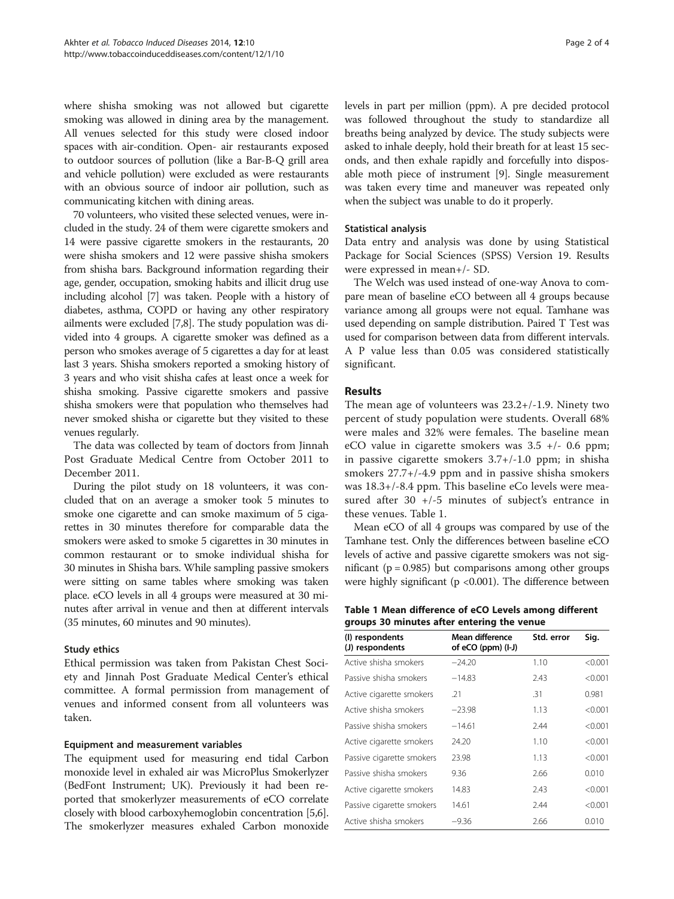where shisha smoking was not allowed but cigarette smoking was allowed in dining area by the management. All venues selected for this study were closed indoor spaces with air-condition. Open- air restaurants exposed to outdoor sources of pollution (like a Bar-B-Q grill area and vehicle pollution) were excluded as were restaurants with an obvious source of indoor air pollution, such as communicating kitchen with dining areas.

70 volunteers, who visited these selected venues, were included in the study. 24 of them were cigarette smokers and 14 were passive cigarette smokers in the restaurants, 20 were shisha smokers and 12 were passive shisha smokers from shisha bars. Background information regarding their age, gender, occupation, smoking habits and illicit drug use including alcohol [7] was taken. People with a history of diabetes, asthma, COPD or having any other respiratory ailments were excluded [7,8]. The study population was divided into 4 groups. A cigarette smoker was defined as a person who smokes average of 5 cigarettes a day for at least last 3 years. Shisha smokers reported a smoking history of 3 years and who visit shisha cafes at least once a week for shisha smoking. Passive cigarette smokers and passive shisha smokers were that population who themselves had never smoked shisha or cigarette but they visited to these venues regularly.

The data was collected by team of doctors from Jinnah Post Graduate Medical Centre from October 2011 to December 2011.

During the pilot study on 18 volunteers, it was concluded that on an average a smoker took 5 minutes to smoke one cigarette and can smoke maximum of 5 cigarettes in 30 minutes therefore for comparable data the smokers were asked to smoke 5 cigarettes in 30 minutes in common restaurant or to smoke individual shisha for 30 minutes in Shisha bars. While sampling passive smokers were sitting on same tables where smoking was taken place. eCO levels in all 4 groups were measured at 30 minutes after arrival in venue and then at different intervals (35 minutes, 60 minutes and 90 minutes).

### Study ethics

Ethical permission was taken from Pakistan Chest Society and Jinnah Post Graduate Medical Center's ethical committee. A formal permission from management of venues and informed consent from all volunteers was taken.

### Equipment and measurement variables

The equipment used for measuring end tidal Carbon monoxide level in exhaled air was MicroPlus Smokerlyzer (BedFont Instrument; UK). Previously it had been reported that smokerlyzer measurements of eCO correlate closely with blood carboxyhemoglobin concentration [5,6]. The smokerlyzer measures exhaled Carbon monoxide levels in part per million (ppm). A pre decided protocol was followed throughout the study to standardize all breaths being analyzed by device. The study subjects were asked to inhale deeply, hold their breath for at least 15 seconds, and then exhale rapidly and forcefully into disposable moth piece of instrument [9]. Single measurement was taken every time and maneuver was repeated only when the subject was unable to do it properly.

### Statistical analysis

Data entry and analysis was done by using Statistical Package for Social Sciences (SPSS) Version 19. Results were expressed in mean+/- SD.

The Welch was used instead of one-way Anova to compare mean of baseline eCO between all 4 groups because variance among all groups were not equal. Tamhane was used depending on sample distribution. Paired T Test was used for comparison between data from different intervals. A P value less than 0.05 was considered statistically significant.

## Results

The mean age of volunteers was 23.2+/-1.9. Ninety two percent of study population were students. Overall 68% were males and 32% were females. The baseline mean eCO value in cigarette smokers was 3.5 +/- 0.6 ppm; in passive cigarette smokers 3.7+/-1.0 ppm; in shisha smokers 27.7+/-4.9 ppm and in passive shisha smokers was 18.3+/-8.4 ppm. This baseline eCo levels were measured after 30 +/-5 minutes of subject's entrance in these venues. Table 1.

Mean eCO of all 4 groups was compared by use of the Tamhane test. Only the differences between baseline eCO levels of active and passive cigarette smokers was not significant ($p = 0.985$) but comparisons among other groups were highly significant ($p < 0.001$). The difference between

**Table 1 Mean difference of eCO Levels among different groups 30 minutes after entering the venue**

| (I) respondents (J) respondents | Mean difference of eCO (ppm) (I-J) | Std. error | Sig. |
|---|---|---|---|
| Active shisha smokers | −24.20 | 1.10 | <0.001 |
| Passive shisha smokers | −14.83 | 2.43 | <0.001 |
| Active cigarette smokers | .21 | .31 | 0.981 |
| Active shisha smokers | −23.98 | 1.13 | <0.001 |
| Passive shisha smokers | −14.61 | 2.44 | <0.001 |
| Active cigarette smokers | 24.20 | 1.10 | <0.001 |
| Passive cigarette smokers | 23.98 | 1.13 | <0.001 |
| Passive shisha smokers | 9.36 | 2.66 | 0.010 |
| Active cigarette smokers | 14.83 | 2.43 | <0.001 |
| Passive cigarette smokers | 14.61 | 2.44 | <0.001 |
| Active shisha smokers | −9.36 | 2.66 | 0.010 |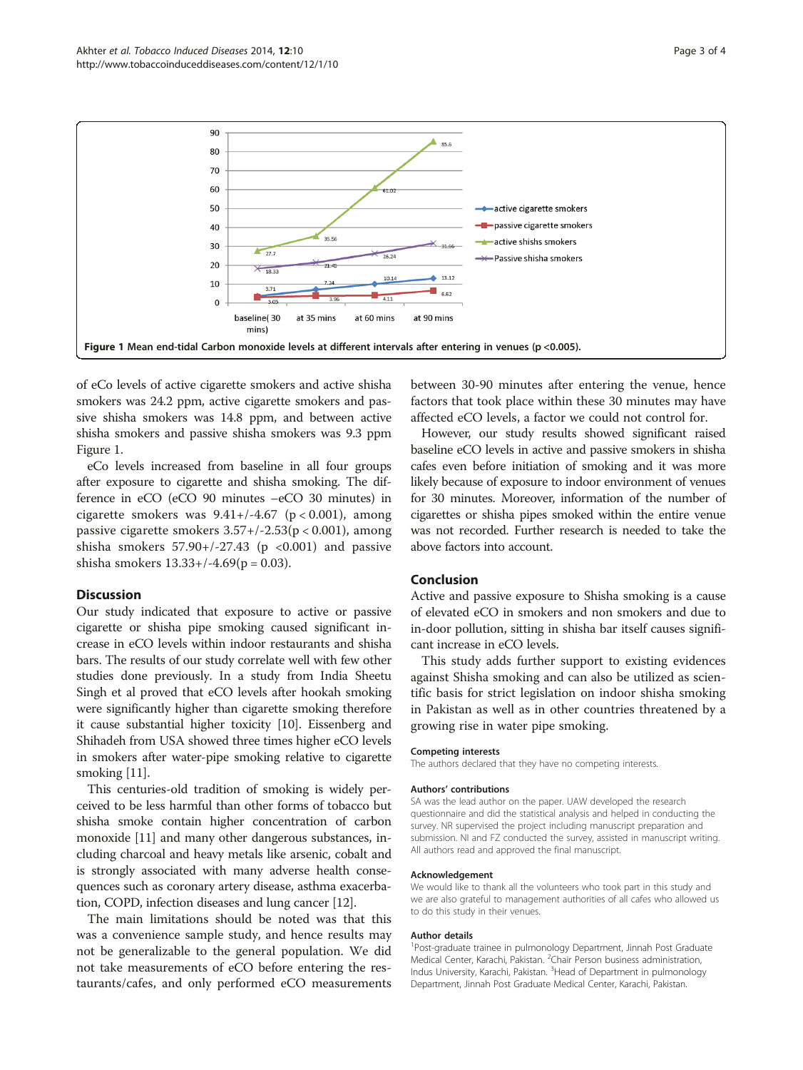90
80
70
60
50
40
30
20
10
0

baseline( 30 mins)
at 35 mins
at 60 mins
at 90 mins

85.6
61.02
35.56
27.7
31.66
26.24
21.45
18.33
13.12
10.14
7.24
3.71
3.05
3.96
4.11
6.62

active cigarette smokers
passive cigarette smokers
active shishs smokers
Passive shisha smokers

**Figure 1** Mean end-tidal Carbon monoxide levels at different intervals after entering in venues ($p < 0.005$).

of eCo levels of active cigarette smokers and active shisha smokers was 24.2 ppm, active cigarette smokers and passive shisha smokers was 14.8 ppm, and between active shisha smokers and passive shisha smokers was 9.3 ppm Figure 1.

eCo levels increased from baseline in all four groups after exposure to cigarette and shisha smoking. The difference in eCO (eCO 90 minutes –eCO 30 minutes) in cigarette smokers was 9.41+/-4.67 ($p < 0.001$), among passive cigarette smokers 3.57+/-2.53($p < 0.001$), among shisha smokers 57.90+/-27.43 ($p < 0.001$) and passive shisha smokers 13.33+/-4.69($p = 0.03$).

## Discussion

Our study indicated that exposure to active or passive cigarette or shisha pipe smoking caused significant increase in eCO levels within indoor restaurants and shisha bars. The results of our study correlate well with few other studies done previously. In a study from India Sheetu Singh et al proved that eCO levels after hookah smoking were significantly higher than cigarette smoking therefore it cause substantial higher toxicity [10]. Eissenberg and Shihadeh from USA showed three times higher eCO levels in smokers after water-pipe smoking relative to cigarette smoking [11].

This centuries-old tradition of smoking is widely perceived to be less harmful than other forms of tobacco but shisha smoke contain higher concentration of carbon monoxide [11] and many other dangerous substances, including charcoal and heavy metals like arsenic, cobalt and is strongly associated with many adverse health consequences such as coronary artery disease, asthma exacerbation, COPD, infection diseases and lung cancer [12].

The main limitations should be noted was that this was a convenience sample study, and hence results may not be generalizable to the general population. We did not take measurements of eCO before entering the restaurants/cafes, and only performed eCO measurements between 30-90 minutes after entering the venue, hence factors that took place within these 30 minutes may have affected eCO levels, a factor we could not control for.

However, our study results showed significant raised baseline eCO levels in active and passive smokers in shisha cafes even before initiation of smoking and it was more likely because of exposure to indoor environment of venues for 30 minutes. Moreover, information of the number of cigarettes or shisha pipes smoked within the entire venue was not recorded. Further research is needed to take the above factors into account.

## Conclusion

Active and passive exposure to Shisha smoking is a cause of elevated eCO in smokers and non smokers and due to in-door pollution, sitting in shisha bar itself causes significant increase in eCO levels.

This study adds further support to existing evidences against Shisha smoking and can also be utilized as scientific basis for strict legislation on indoor shisha smoking in Pakistan as well as in other countries threatened by a growing rise in water pipe smoking.

### Competing interests

The authors declared that they have no competing interests.

### Authors' contributions

SA was the lead author on the paper. UAW developed the research questionnaire and did the statistical analysis and helped in conducting the survey. NR supervised the project including manuscript preparation and submission. NI and FZ conducted the survey, assisted in manuscript writing. All authors read and approved the final manuscript.

### Acknowledgement

We would like to thank all the volunteers who took part in this study and we are also grateful to management authorities of all cafes who allowed us to do this study in their venues.

### Author details

[1]Post-graduate trainee in pulmonology Department, Jinnah Post Graduate Medical Center, Karachi, Pakistan. [2]Chair Person business administration, Indus University, Karachi, Pakistan. [3]Head of Department in pulmonology Department, Jinnah Post Graduate Medical Center, Karachi, Pakistan.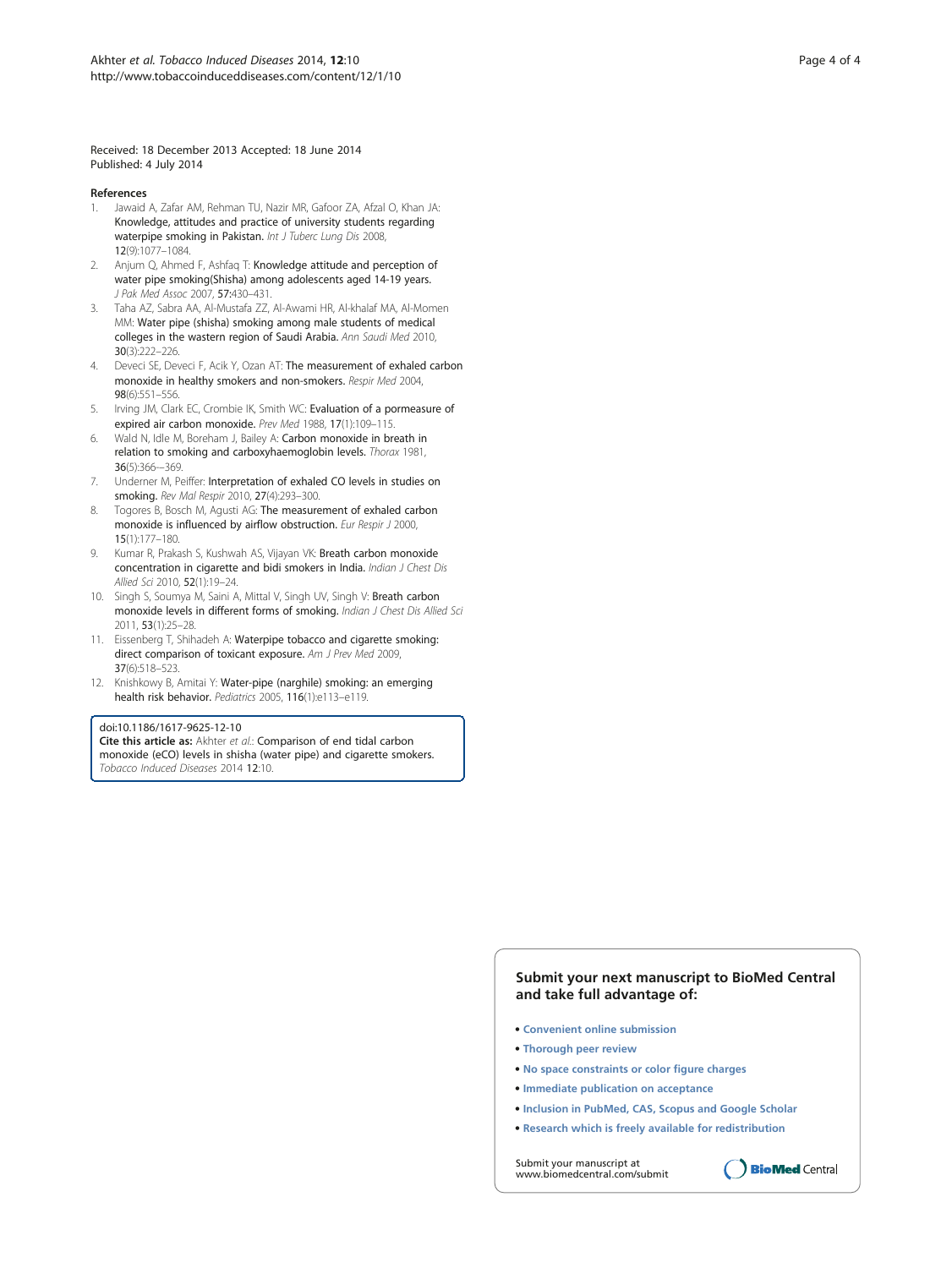Received: 18 December 2013 Accepted: 18 June 2014
Published: 4 July 2014

## References

1. Jawaid A, Zafar AM, Rehman TU, Nazir MR, Gafoor ZA, Afzal O, Khan JA: Knowledge, attitudes and practice of university students regarding waterpipe smoking in Pakistan. *Int J Tuberc Lung Dis* 2008, **12**(9):1077–1084.
2. Anjum Q, Ahmed F, Ashfaq T: Knowledge attitude and perception of water pipe smoking(Shisha) among adolescents aged 14-19 years. *J Pak Med Assoc* 2007, **57**:430–431.
3. Taha AZ, Sabra AA, Al-Mustafa ZZ, Al-Awami HR, Al-khalaf MA, Al-Momen MM: Water pipe (shisha) smoking among male students of medical colleges in the western region of Saudi Arabia. *Ann Saudi Med* 2010, **30**(3):222–226.
4. Deveci SE, Deveci F, Acik Y, Ozan AT: The measurement of exhaled carbon monoxide in healthy smokers and non-smokers. *Respir Med* 2004, **98**(6):551–556.
5. Irving JM, Clark EC, Crombie IK, Smith WC: Evaluation of a portable measure of expired air carbon monoxide. *Prev Med* 1988, **17**(1):109–115.
6. Wald N, Idle M, Boreham J, Bailey A: Carbon monoxide in breath in relation to smoking and carboxyhaemoglobin levels. *Thorax* 1981, **36**(5):366—369.
7. Underner M, Peiffer: Interpretation of exhaled CO levels in studies on smoking. *Rev Mal Respir* 2010, **27**(4):293–300.
8. Togores B, Bosch M, Agusti AG: The measurement of exhaled carbon monoxide is influenced by airflow obstruction. *Eur Respir J* 2000, **15**(1):177–180.
9. Kumar R, Prakash S, Kushwah AS, Vijayan VK: Breath carbon monoxide concentration in cigarette and bidi smokers in India. *Indian J Chest Dis Allied Sci* 2010, **52**(1):19–24.
10. Singh S, Soumya M, Saini A, Mittal V, Singh UV, Singh V: Breath carbon monoxide levels in different forms of smoking. *Indian J Chest Dis Allied Sci* 2011, **53**(1):25–28.
11. Eissenberg T, Shihadeh A: Waterpipe tobacco and cigarette smoking: direct comparison of toxicant exposure. *Am J Prev Med* 2009, **37**(6):518–523.
12. Knishkowy B, Amitai Y: Water-pipe (narghile) smoking: an emerging health risk behavior. *Pediatrics* 2005, **116**(1):e113–e119.

doi:10.1186/1617-9625-12-10
**Cite this article as:** Akhter *et al.*: Comparison of end tidal carbon monoxide (eCO) levels in shisha (water pipe) and cigarette smokers. *Tobacco Induced Diseases* 2014 **12**:10.

**Submit your next manuscript to BioMed Central and take full advantage of:**

- **Convenient online submission**
- **Thorough peer review**
- **No space constraints or color figure charges**
- **Immediate publication on acceptance**
- **Inclusion in PubMed, CAS, Scopus and Google Scholar**
- **Research which is freely available for redistribution**

Submit your manuscript at
www.biomedcentral.com/submit

BioMed Central